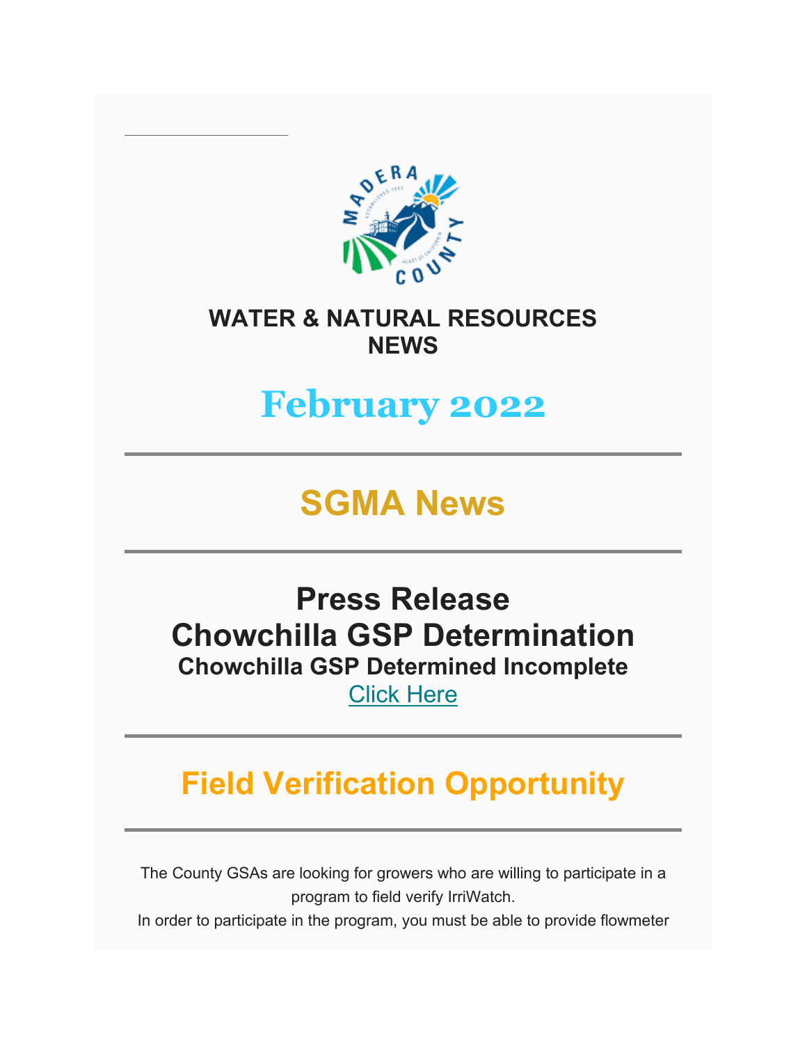# WATER & NATURAL RESOURCES NEWS

# February 2022

---

## SGMA News

---

## Press Release
## Chowchilla GSP Determination
### Chowchilla GSP Determined Incomplete

Click Here

---

## Field Verification Opportunity

---

The County GSAs are looking for growers who are willing to participate in a program to field verify IrriWatch.

In order to participate in the program, you must be able to provide flowmeter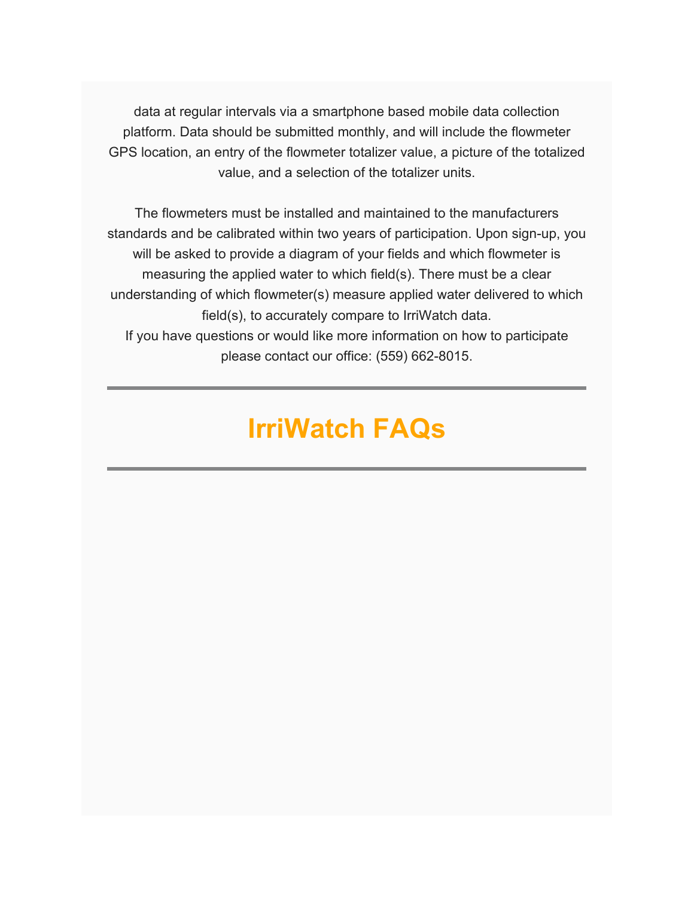data at regular intervals via a smartphone based mobile data collection platform. Data should be submitted monthly, and will include the flowmeter GPS location, an entry of the flowmeter totalizer value, a picture of the totalized value, and a selection of the totalizer units.

The flowmeters must be installed and maintained to the manufacturers standards and be calibrated within two years of participation. Upon sign-up, you will be asked to provide a diagram of your fields and which flowmeter is measuring the applied water to which field(s). There must be a clear understanding of which flowmeter(s) measure applied water delivered to which field(s), to accurately compare to IrriWatch data.
If you have questions or would like more information on how to participate please contact our office: (559) 662-8015.

---

## IrriWatch FAQs

---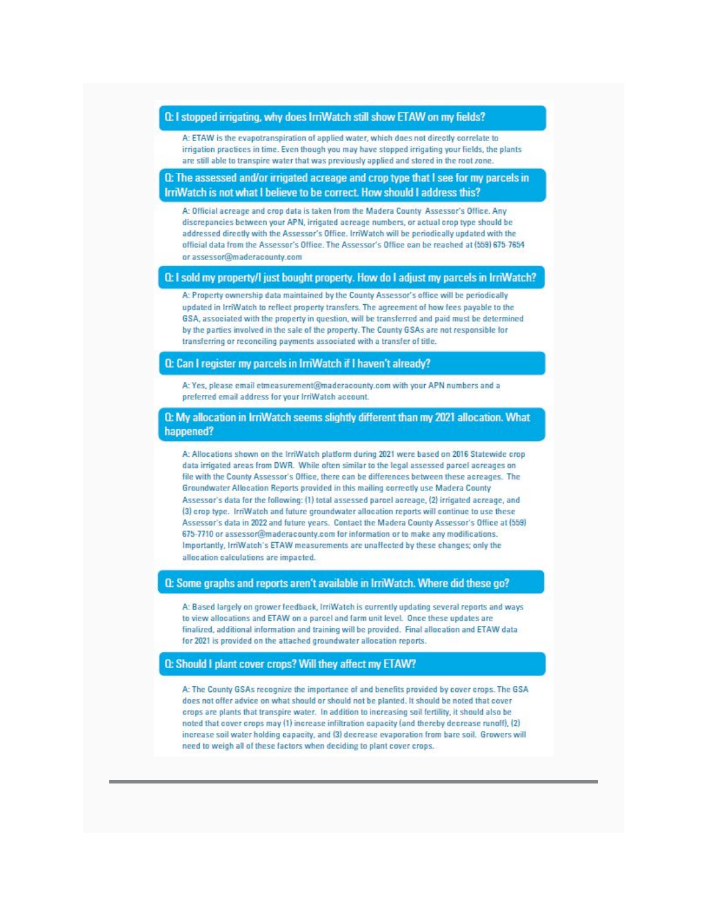### Q: I stopped irrigating, why does IrriWatch still show ETAW on my fields?

A: ETAW is the evapotranspiration of applied water, which does not directly correlate to irrigation practices in time. Even though you may have stopped irrigating your fields, the plants are still able to transpire water that was previously applied and stored in the root zone.

### Q: The assessed and/or irrigated acreage and crop type that I see for my parcels in IrriWatch is not what I believe to be correct. How should I address this?

A: Official acreage and crop data is taken from the Madera County Assessor's Office. Any discrepancies between your APN, irrigated acreage numbers, or actual crop type should be addressed directly with the Assessor's Office. IrriWatch will be periodically updated with the official data from the Assessor's Office. The Assessor's Office can be reached at (559) 675-7654 or assessor@maderacounty.com

### Q: I sold my property/I just bought property. How do I adjust my parcels in IrriWatch?

A: Property ownership data maintained by the County Assessor's office will be periodically updated in IrriWatch to reflect property transfers. The agreement of how fees payable to the GSA, associated with the property in question, will be transferred and paid must be determined by the parties involved in the sale of the property. The County GSAs are not responsible for transferring or reconciling payments associated with a transfer of title.

### Q: Can I register my parcels in IrriWatch if I haven't already?

A: Yes, please email etmeasurement@maderacounty.com with your APN numbers and a preferred email address for your IrriWatch account.

### Q: My allocation in IrriWatch seems slightly different than my 2021 allocation. What happened?

A: Allocations shown on the IrriWatch platform during 2021 were based on 2016 Statewide crop data irrigated areas from DWR. While often similar to the legal assessed parcel acreages on file with the County Assessor's Office, there can be differences between these acreages. The Groundwater Allocation Reports provided in this mailing correctly use Madera County Assessor's data for the following: (1) total assessed parcel acreage, (2) irrigated acreage, and (3) crop type. IrriWatch and future groundwater allocation reports will continue to use these Assessor's data in 2022 and future years. Contact the Madera County Assessor's Office at (559) 675-7710 or assessor@maderacounty.com for information or to make any modifications. Importantly, IrriWatch's ETAW measurements are unaffected by these changes; only the allocation calculations are impacted.

### Q: Some graphs and reports aren't available in IrriWatch. Where did these go?

A: Based largely on grower feedback, IrriWatch is currently updating several reports and ways to view allocations and ETAW on a parcel and farm unit level. Once these updates are finalized, additional information and training will be provided. Final allocation and ETAW data for 2021 is provided on the attached groundwater allocation reports.

### Q: Should I plant cover crops? Will they affect my ETAW?

A: The County GSAs recognize the importance of and benefits provided by cover crops. The GSA does not offer advice on what should or should not be planted. It should be noted that cover crops are plants that transpire water. In addition to increasing soil fertility, it should also be noted that cover crops may (1) increase infiltration capacity (and thereby decrease runoff), (2) increase soil water holding capacity, and (3) decrease evaporation from bare soil. Growers will need to weigh all of these factors when deciding to plant cover crops.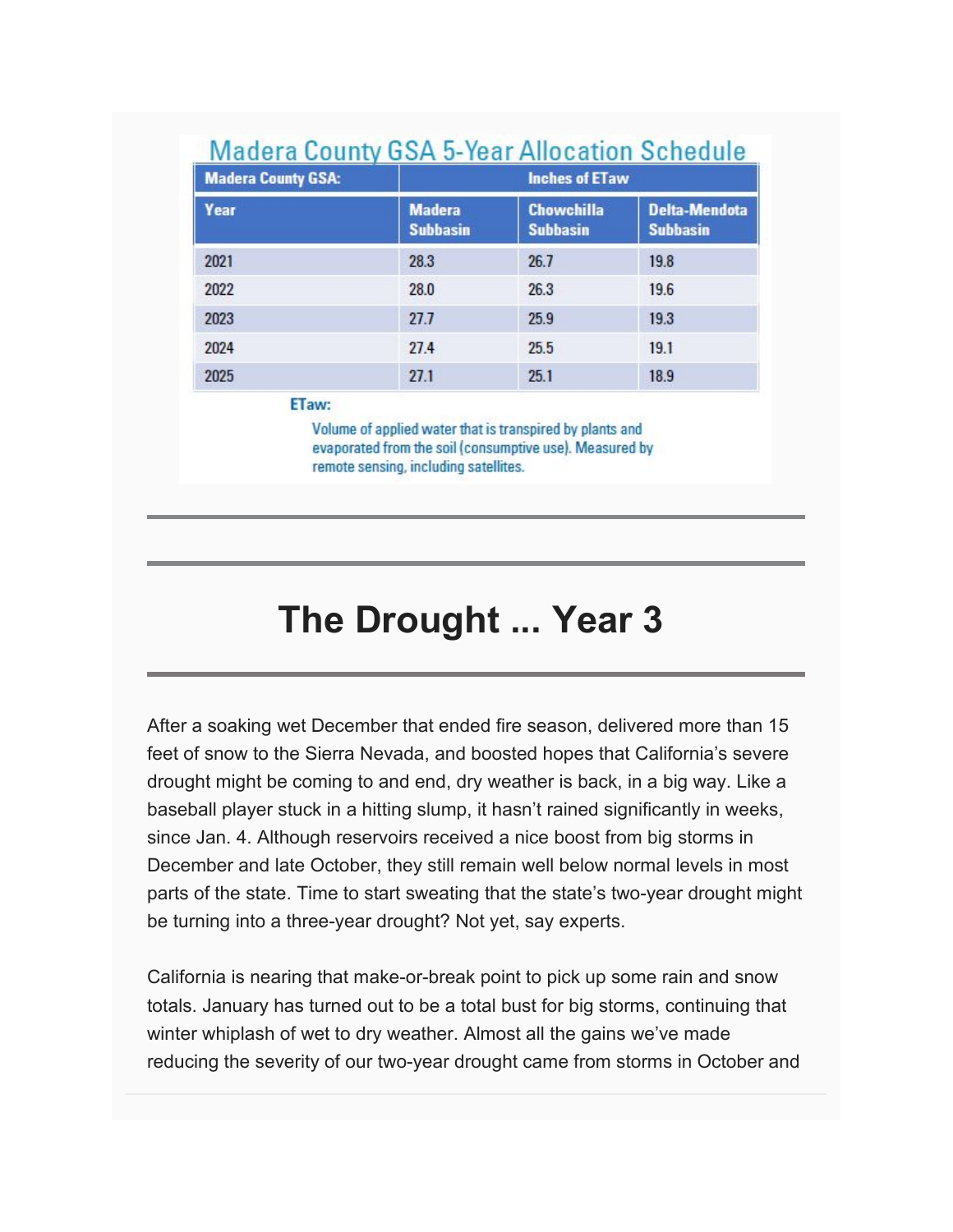## Madera County GSA 5-Year Allocation Schedule

| Madera County GSA: | Inches of ETaw | | |
|---|---|---|---|
| Year | Madera Subbasin | Chowchilla Subbasin | Delta-Mendota Subbasin |
| 2021 | 28.3 | 26.7 | 19.8 |
| 2022 | 28.0 | 26.3 | 19.6 |
| 2023 | 27.7 | 25.9 | 19.3 |
| 2024 | 27.4 | 25.5 | 19.1 |
| 2025 | 27.1 | 25.1 | 18.9 |

**ETaw:**

Volume of applied water that is transpired by plants and evaporated from the soil (consumptive use). Measured by remote sensing, including satellites.

---

# The Drought ... Year 3

---

After a soaking wet December that ended fire season, delivered more than 15 feet of snow to the Sierra Nevada, and boosted hopes that California's severe drought might be coming to and end, dry weather is back, in a big way. Like a baseball player stuck in a hitting slump, it hasn't rained significantly in weeks, since Jan. 4. Although reservoirs received a nice boost from big storms in December and late October, they still remain well below normal levels in most parts of the state. Time to start sweating that the state's two-year drought might be turning into a three-year drought? Not yet, say experts.

California is nearing that make-or-break point to pick up some rain and snow totals. January has turned out to be a total bust for big storms, continuing that winter whiplash of wet to dry weather. Almost all the gains we've made reducing the severity of our two-year drought came from storms in October and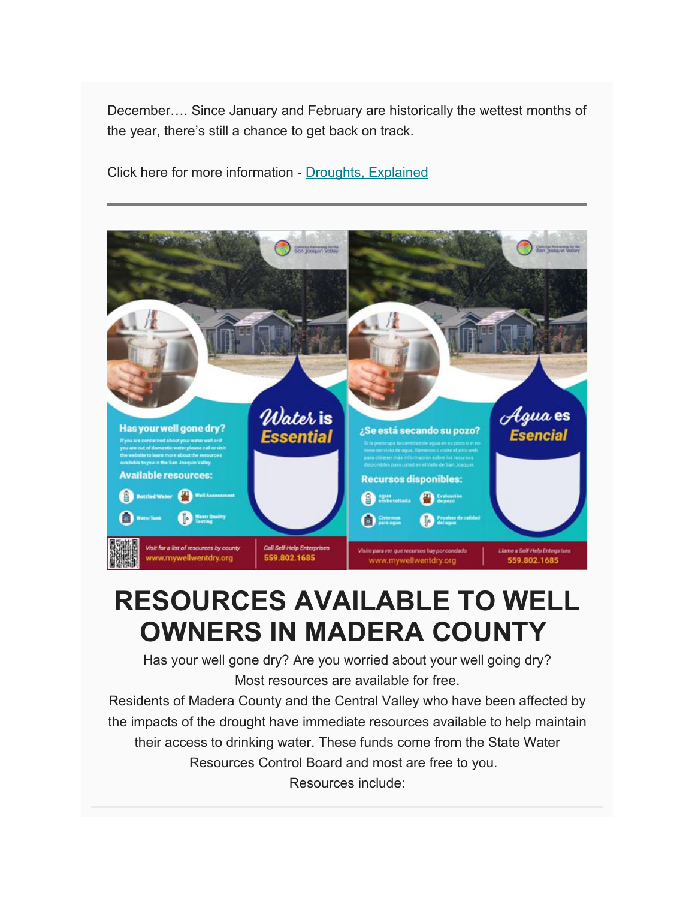December…. Since January and February are historically the wettest months of the year, there's still a chance to get back on track.

Click here for more information - [Droughts, Explained]

---

Has your well gone dry?

If you are concerned about your water well or if you are out of domestic water please call or visit the website to learn more about the resources available to you in the San Joaquin Valley.

Available resources:

- Bottled Water
- Well Assessment
- Water Tank
- Water Quality Testing

Water is Essential

Visit for a list of resources by county www.mywellwentdry.org

Call Self-Help Enterprises 559.802.1685

¿Se está secando su pozo?

Si le preocupa la cantidad de agua en su pozo o si no tiene servicio de agua, llámenos o visite el sitio web para obtener más información sobre los recursos disponibles para usted en el Valle de San Joaquín.

Recursos disponibles:

- agua embotellada
- Evaluación de pozo
- Cisternas para agua
- Pruebas de calidad del agua

Agua es Esencial

Visite para ver que recursos hay por condado www.mywellwentdry.org

Llame a Self-Help Enterprises 559.802.1685

# RESOURCES AVAILABLE TO WELL OWNERS IN MADERA COUNTY

Has your well gone dry? Are you worried about your well going dry?
Most resources are available for free.
Residents of Madera County and the Central Valley who have been affected by the impacts of the drought have immediate resources available to help maintain their access to drinking water. These funds come from the State Water Resources Control Board and most are free to you.
Resources include: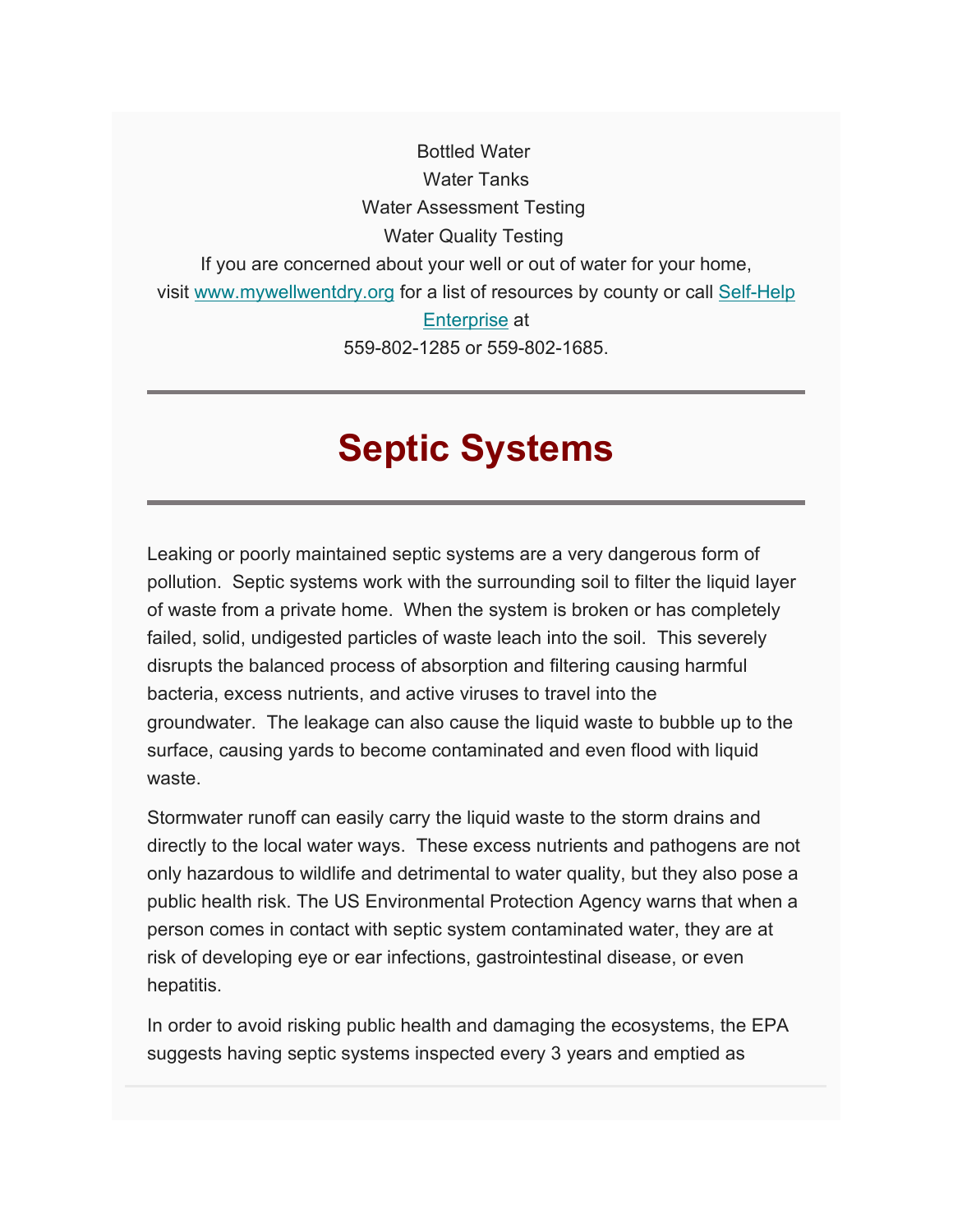Bottled Water
Water Tanks
Water Assessment Testing
Water Quality Testing
If you are concerned about your well or out of water for your home, visit [www.mywellwentdry.org](http://www.mywellwentdry.org) for a list of resources by county or call [Self-Help Enterprise](#) at
559-802-1285 or 559-802-1685.

---

# Septic Systems

---

Leaking or poorly maintained septic systems are a very dangerous form of pollution. Septic systems work with the surrounding soil to filter the liquid layer of waste from a private home. When the system is broken or has completely failed, solid, undigested particles of waste leach into the soil. This severely disrupts the balanced process of absorption and filtering causing harmful bacteria, excess nutrients, and active viruses to travel into the groundwater. The leakage can also cause the liquid waste to bubble up to the surface, causing yards to become contaminated and even flood with liquid waste.

Stormwater runoff can easily carry the liquid waste to the storm drains and directly to the local water ways. These excess nutrients and pathogens are not only hazardous to wildlife and detrimental to water quality, but they also pose a public health risk. The US Environmental Protection Agency warns that when a person comes in contact with septic system contaminated water, they are at risk of developing eye or ear infections, gastrointestinal disease, or even hepatitis.

In order to avoid risking public health and damaging the ecosystems, the EPA suggests having septic systems inspected every 3 years and emptied as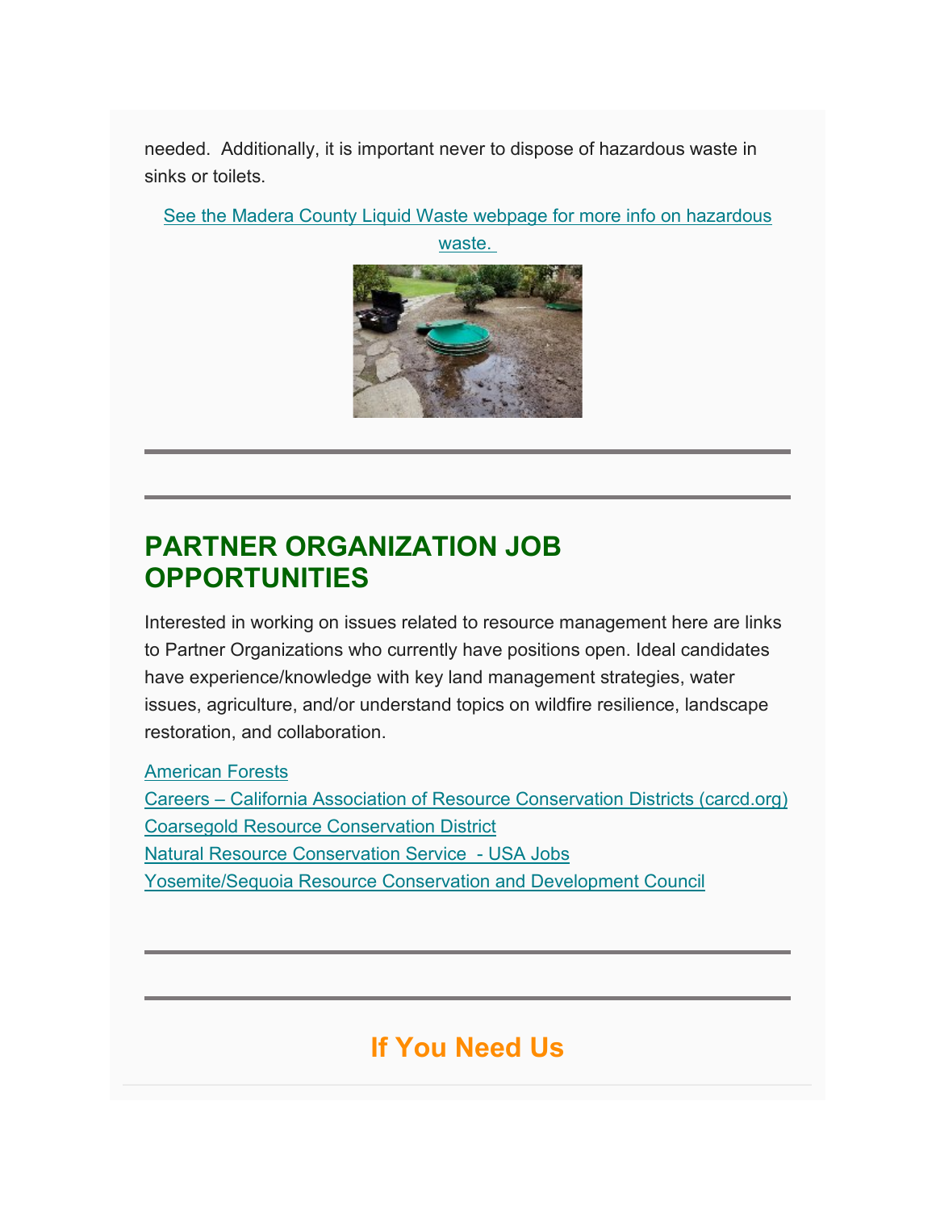needed.  Additionally, it is important never to dispose of hazardous waste in sinks or toilets.

[See the Madera County Liquid Waste webpage for more info on hazardous waste.]

---

---

## PARTNER ORGANIZATION JOB OPPORTUNITIES

Interested in working on issues related to resource management here are links to Partner Organizations who currently have positions open. Ideal candidates have experience/knowledge with key land management strategies, water issues, agriculture, and/or understand topics on wildfire resilience, landscape restoration, and collaboration.

American Forests
Careers – California Association of Resource Conservation Districts (carcd.org)
Coarsegold Resource Conservation District
Natural Resource Conservation Service  - USA Jobs
Yosemite/Sequoia Resource Conservation and Development Council

---

---

## If You Need Us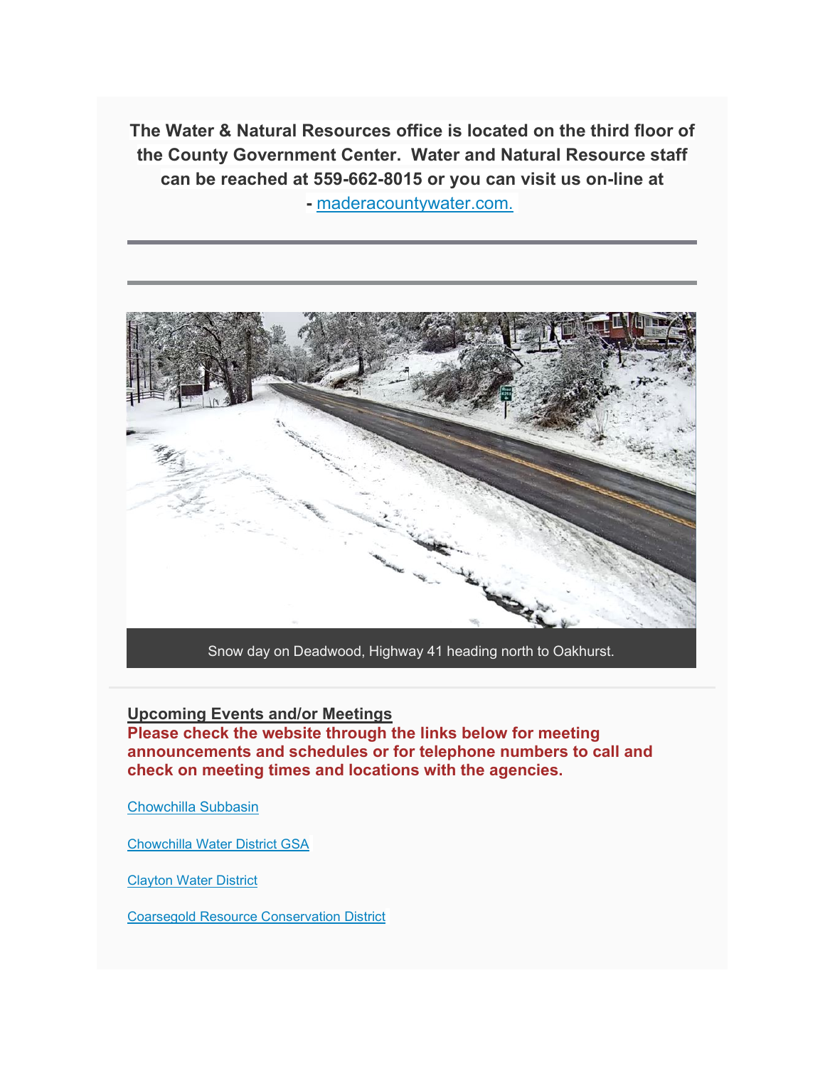**The Water & Natural Resources office is located on the third floor of the County Government Center. Water and Natural Resource staff can be reached at 559-662-8015 or you can visit us on-line at - [maderacountywater.com.](maderacountywater.com)**

---

---

Snow day on Deadwood, Highway 41 heading north to Oakhurst.

---

**Upcoming Events and/or Meetings**

**Please check the website through the links below for meeting announcements and schedules or for telephone numbers to call and check on meeting times and locations with the agencies.**

Chowchilla Subbasin

Chowchilla Water District GSA

Clayton Water District

Coarsegold Resource Conservation District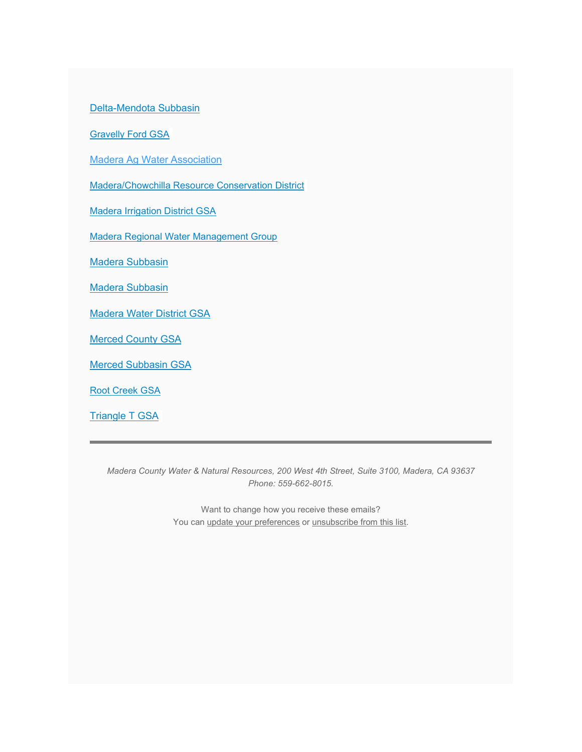Delta-Mendota Subbasin

Gravelly Ford GSA

Madera Ag Water Association

Madera/Chowchilla Resource Conservation District

Madera Irrigation District GSA

Madera Regional Water Management Group

Madera Subbasin

Madera Subbasin

Madera Water District GSA

Merced County GSA

Merced Subbasin GSA

Root Creek GSA

Triangle T GSA

---

*Madera County Water & Natural Resources, 200 West 4th Street, Suite 3100, Madera, CA 93637*
*Phone: 559-662-8015.*

Want to change how you receive these emails?
You can update your preferences or unsubscribe from this list.